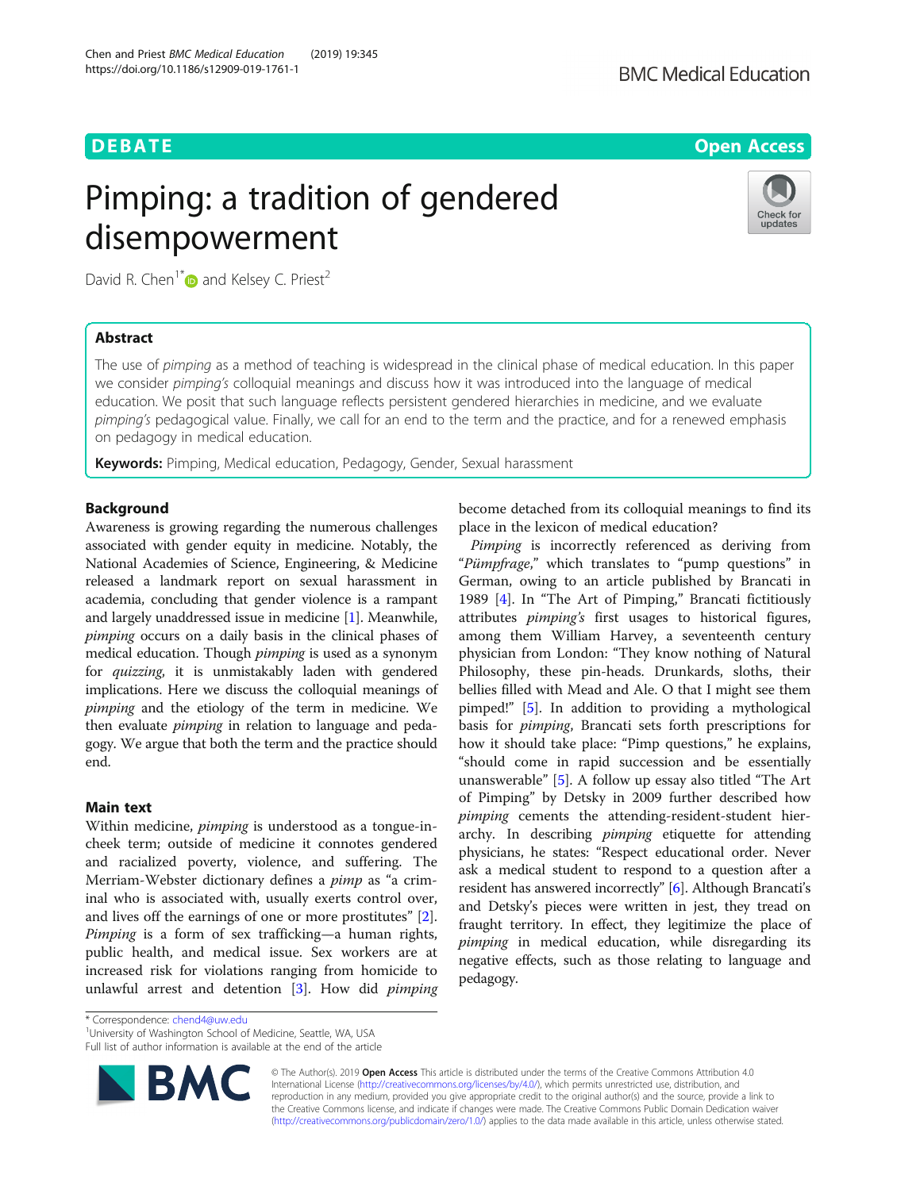DEBATE

Open Access

# Pimping: a tradition of gendered disempowerment

David R. Chen[1*] and Kelsey C. Priest[2]

## Abstract

The use of *pimping* as a method of teaching is widespread in the clinical phase of medical education. In this paper we consider *pimping's* colloquial meanings and discuss how it was introduced into the language of medical education. We posit that such language reflects persistent gendered hierarchies in medicine, and we evaluate *pimping's* pedagogical value. Finally, we call for an end to the term and the practice, and for a renewed emphasis on pedagogy in medical education.

**Keywords:** Pimping, Medical education, Pedagogy, Gender, Sexual harassment

## Background

Awareness is growing regarding the numerous challenges associated with gender equity in medicine. Notably, the National Academies of Science, Engineering, & Medicine released a landmark report on sexual harassment in academia, concluding that gender violence is a rampant and largely unaddressed issue in medicine [1]. Meanwhile, *pimping* occurs on a daily basis in the clinical phases of medical education. Though *pimping* is used as a synonym for *quizzing*, it is unmistakably laden with gendered implications. Here we discuss the colloquial meanings of *pimping* and the etiology of the term in medicine. We then evaluate *pimping* in relation to language and pedagogy. We argue that both the term and the practice should end.

## Main text

Within medicine, *pimping* is understood as a tongue-in-cheek term; outside of medicine it connotes gendered and racialized poverty, violence, and suffering. The Merriam-Webster dictionary defines a *pimp* as "a criminal who is associated with, usually exerts control over, and lives off the earnings of one or more prostitutes" [2]. *Pimping* is a form of sex trafficking—a human rights, public health, and medical issue. Sex workers are at increased risk for violations ranging from homicide to unlawful arrest and detention [3]. How did *pimping* become detached from its colloquial meanings to find its place in the lexicon of medical education?

*Pimping* is incorrectly referenced as deriving from "*Pümpfrage*," which translates to "pump questions" in German, owing to an article published by Brancati in 1989 [4]. In "The Art of Pimping," Brancati fictitiously attributes *pimping's* first usages to historical figures, among them William Harvey, a seventeenth century physician from London: "They know nothing of Natural Philosophy, these pin-heads. Drunkards, sloths, their bellies filled with Mead and Ale. O that I might see them pimped!" [5]. In addition to providing a mythological basis for *pimping*, Brancati sets forth prescriptions for how it should take place: "Pimp questions," he explains, "should come in rapid succession and be essentially unanswerable" [5]. A follow up essay also titled "The Art of Pimping" by Detsky in 2009 further described how *pimping* cements the attending-resident-student hierarchy. In describing *pimping* etiquette for attending physicians, he states: "Respect educational order. Never ask a medical student to respond to a question after a resident has answered incorrectly" [6]. Although Brancati's and Detsky's pieces were written in jest, they tread on fraught territory. In effect, they legitimize the place of *pimping* in medical education, while disregarding its negative effects, such as those relating to language and pedagogy.

* Correspondence: chend4@uw.edu
[1]University of Washington School of Medicine, Seattle, WA, USA
Full list of author information is available at the end of the article

© The Author(s). 2019 **Open Access** This article is distributed under the terms of the Creative Commons Attribution 4.0 International License (http://creativecommons.org/licenses/by/4.0/), which permits unrestricted use, distribution, and reproduction in any medium, provided you give appropriate credit to the original author(s) and the source, provide a link to the Creative Commons license, and indicate if changes were made. The Creative Commons Public Domain Dedication waiver (http://creativecommons.org/publicdomain/zero/1.0/) applies to the data made available in this article, unless otherwise stated.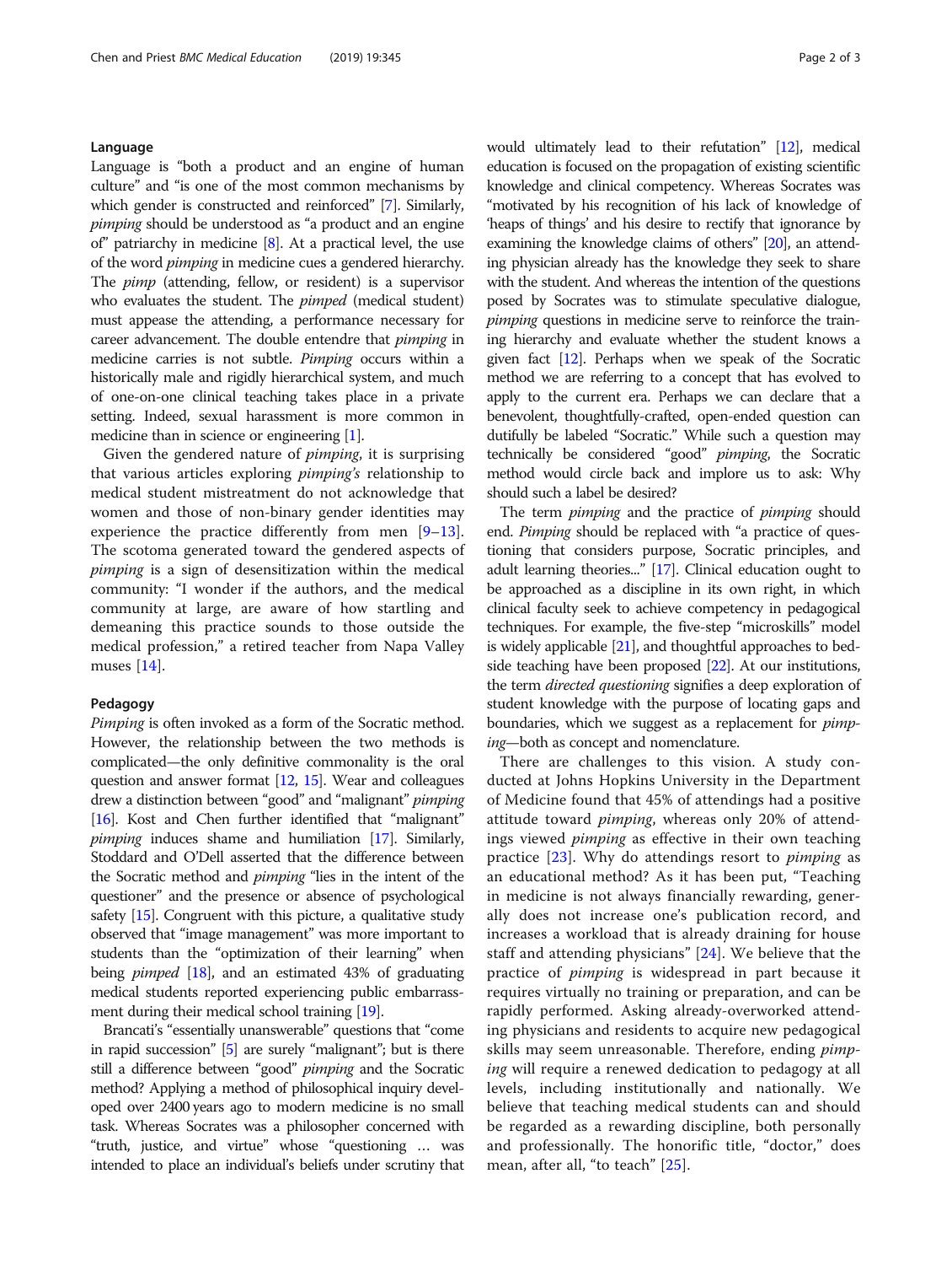## Language

Language is "both a product and an engine of human culture" and "is one of the most common mechanisms by which gender is constructed and reinforced" [7]. Similarly, *pimping* should be understood as "a product and an engine of" patriarchy in medicine [8]. At a practical level, the use of the word *pimping* in medicine cues a gendered hierarchy. The *pimp* (attending, fellow, or resident) is a supervisor who evaluates the student. The *pimped* (medical student) must appease the attending, a performance necessary for career advancement. The double entendre that *pimping* in medicine carries is not subtle. *Pimping* occurs within a historically male and rigidly hierarchical system, and much of one-on-one clinical teaching takes place in a private setting. Indeed, sexual harassment is more common in medicine than in science or engineering [1].

Given the gendered nature of *pimping*, it is surprising that various articles exploring *pimping's* relationship to medical student mistreatment do not acknowledge that women and those of non-binary gender identities may experience the practice differently from men [9–13]. The scotoma generated toward the gendered aspects of *pimping* is a sign of desensitization within the medical community: "I wonder if the authors, and the medical community at large, are aware of how startling and demeaning this practice sounds to those outside the medical profession," a retired teacher from Napa Valley muses [14].

## Pedagogy

*Pimping* is often invoked as a form of the Socratic method. However, the relationship between the two methods is complicated—the only definitive commonality is the oral question and answer format [12, 15]. Wear and colleagues drew a distinction between "good" and "malignant" *pimping* [16]. Kost and Chen further identified that "malignant" *pimping* induces shame and humiliation [17]. Similarly, Stoddard and O'Dell asserted that the difference between the Socratic method and *pimping* "lies in the intent of the questioner" and the presence or absence of psychological safety [15]. Congruent with this picture, a qualitative study observed that "image management" was more important to students than the "optimization of their learning" when being *pimped* [18], and an estimated 43% of graduating medical students reported experiencing public embarrassment during their medical school training [19].

Brancati's "essentially unanswerable" questions that "come in rapid succession" [5] are surely "malignant"; but is there still a difference between "good" *pimping* and the Socratic method? Applying a method of philosophical inquiry developed over 2400 years ago to modern medicine is no small task. Whereas Socrates was a philosopher concerned with "truth, justice, and virtue" whose "questioning … was intended to place an individual's beliefs under scrutiny that would ultimately lead to their refutation" [12], medical education is focused on the propagation of existing scientific knowledge and clinical competency. Whereas Socrates was "motivated by his recognition of his lack of knowledge of 'heaps of things' and his desire to rectify that ignorance by examining the knowledge claims of others" [20], an attending physician already has the knowledge they seek to share with the student. And whereas the intention of the questions posed by Socrates was to stimulate speculative dialogue, *pimping* questions in medicine serve to reinforce the training hierarchy and evaluate whether the student knows a given fact [12]. Perhaps when we speak of the Socratic method we are referring to a concept that has evolved to apply to the current era. Perhaps we can declare that a benevolent, thoughtfully-crafted, open-ended question can dutifully be labeled "Socratic." While such a question may technically be considered "good" *pimping*, the Socratic method would circle back and implore us to ask: Why should such a label be desired?

The term *pimping* and the practice of *pimping* should end. *Pimping* should be replaced with "a practice of questioning that considers purpose, Socratic principles, and adult learning theories..." [17]. Clinical education ought to be approached as a discipline in its own right, in which clinical faculty seek to achieve competency in pedagogical techniques. For example, the five-step "microskills" model is widely applicable [21], and thoughtful approaches to bedside teaching have been proposed [22]. At our institutions, the term *directed questioning* signifies a deep exploration of student knowledge with the purpose of locating gaps and boundaries, which we suggest as a replacement for *pimping*—both as concept and nomenclature.

There are challenges to this vision. A study conducted at Johns Hopkins University in the Department of Medicine found that 45% of attendings had a positive attitude toward *pimping*, whereas only 20% of attendings viewed *pimping* as effective in their own teaching practice [23]. Why do attendings resort to *pimping* as an educational method? As it has been put, "Teaching in medicine is not always financially rewarding, generally does not increase one's publication record, and increases a workload that is already draining for house staff and attending physicians" [24]. We believe that the practice of *pimping* is widespread in part because it requires virtually no training or preparation, and can be rapidly performed. Asking already-overworked attending physicians and residents to acquire new pedagogical skills may seem unreasonable. Therefore, ending *pimping* will require a renewed dedication to pedagogy at all levels, including institutionally and nationally. We believe that teaching medical students can and should be regarded as a rewarding discipline, both personally and professionally. The honorific title, "doctor," does mean, after all, "to teach" [25].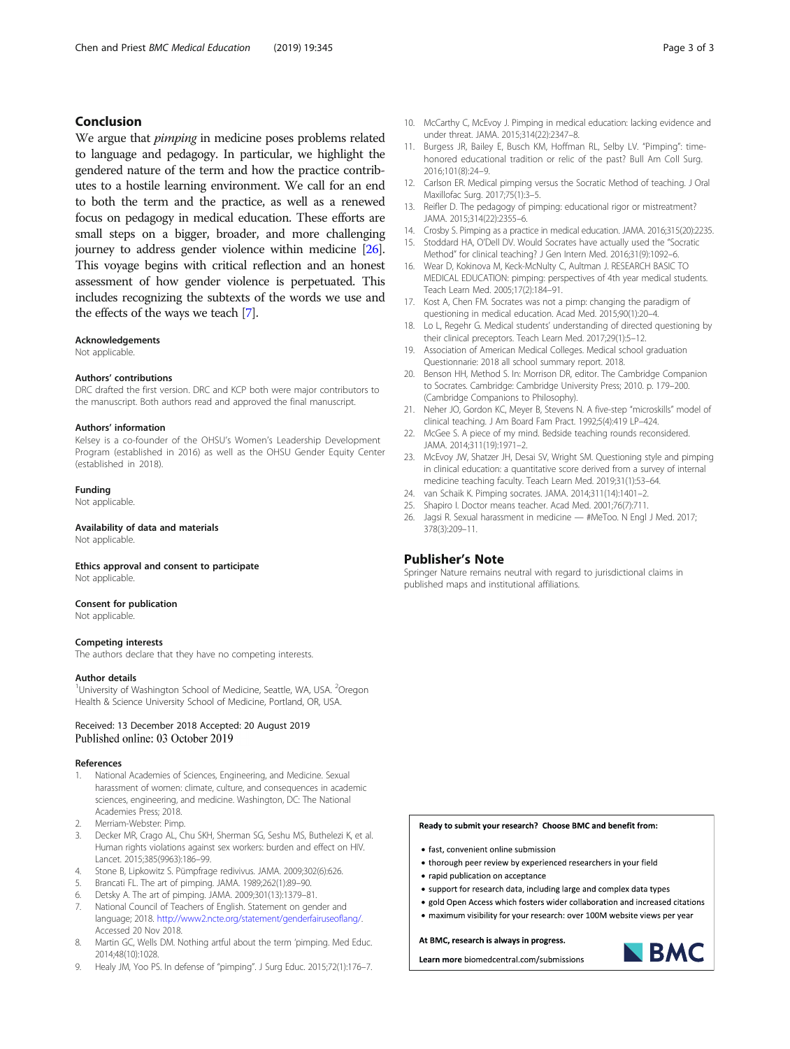## Conclusion

We argue that *pimping* in medicine poses problems related to language and pedagogy. In particular, we highlight the gendered nature of the term and how the practice contributes to a hostile learning environment. We call for an end to both the term and the practice, as well as a renewed focus on pedagogy in medical education. These efforts are small steps on a bigger, broader, and more challenging journey to address gender violence within medicine [26]. This voyage begins with critical reflection and an honest assessment of how gender violence is perpetuated. This includes recognizing the subtexts of the words we use and the effects of the ways we teach [7].

### Acknowledgements

Not applicable.

### Authors' contributions

DRC drafted the first version. DRC and KCP both were major contributors to the manuscript. Both authors read and approved the final manuscript.

### Authors' information

Kelsey is a co-founder of the OHSU's Women's Leadership Development Program (established in 2016) as well as the OHSU Gender Equity Center (established in 2018).

### Funding

Not applicable.

### Availability of data and materials

Not applicable.

### Ethics approval and consent to participate

Not applicable.

### Consent for publication

Not applicable.

### Competing interests

The authors declare that they have no competing interests.

### Author details

[1]University of Washington School of Medicine, Seattle, WA, USA. [2]Oregon Health & Science University School of Medicine, Portland, OR, USA.

Received: 13 December 2018 Accepted: 20 August 2019
Published online: 03 October 2019

### References

1. National Academies of Sciences, Engineering, and Medicine. Sexual harassment of women: climate, culture, and consequences in academic sciences, engineering, and medicine. Washington, DC: The National Academies Press; 2018.
2. Merriam-Webster: Pimp.
3. Decker MR, Crago AL, Chu SKH, Sherman SG, Seshu MS, Buthelezi K, et al. Human rights violations against sex workers: burden and effect on HIV. Lancet. 2015;385(9963):186–99.
4. Stone B, Lipkowitz S. Pümpfrage redivivus. JAMA. 2009;302(6):626.
5. Brancati FL. The art of pimping. JAMA. 1989;262(1):89–90.
6. Detsky A. The art of pimping. JAMA. 2009;301(13):1379–81.
7. National Council of Teachers of English. Statement on gender and language; 2018. http://www2.ncte.org/statement/genderfairuseoflang/. Accessed 20 Nov 2018.
8. Martin GC, Wells DM. Nothing artful about the term 'pimping. Med Educ. 2014;48(10):1028.
9. Healy JM, Yoo PS. In defense of "pimping". J Surg Educ. 2015;72(1):176–7.
10. McCarthy C, McEvoy J. Pimping in medical education: lacking evidence and under threat. JAMA. 2015;314(22):2347–8.
11. Burgess JR, Bailey E, Busch KM, Hoffman RL, Selby LV. "Pimping": time-honored educational tradition or relic of the past? Bull Am Coll Surg. 2016;101(8):24–9.
12. Carlson ER. Medical pimping versus the Socratic Method of teaching. J Oral Maxillofac Surg. 2017;75(1):3–5.
13. Reifler D. The pedagogy of pimping: educational rigor or mistreatment? JAMA. 2015;314(22):2355–6.
14. Crosby S. Pimping as a practice in medical education. JAMA. 2016;315(20):2235.
15. Stoddard HA, O'Dell DV. Would Socrates have actually used the "Socratic Method" for clinical teaching? J Gen Intern Med. 2016;31(9):1092–6.
16. Wear D, Kokinova M, Keck-McNulty C, Aultman J. RESEARCH BASIC TO MEDICAL EDUCATION: pimping: perspectives of 4th year medical students. Teach Learn Med. 2005;17(2):184–91.
17. Kost A, Chen FM. Socrates was not a pimp: changing the paradigm of questioning in medical education. Acad Med. 2015;90(1):20–4.
18. Lo L, Regehr G. Medical students' understanding of directed questioning by their clinical preceptors. Teach Learn Med. 2017;29(1):5–12.
19. Association of American Medical Colleges. Medical school graduation Questionnarie: 2018 all school summary report. 2018.
20. Benson HH, Method S. In: Morrison DR, editor. The Cambridge Companion to Socrates. Cambridge: Cambridge University Press; 2010. p. 179–200. (Cambridge Companions to Philosophy).
21. Neher JO, Gordon KC, Meyer B, Stevens N. A five-step "microskills" model of clinical teaching. J Am Board Fam Pract. 1992;5(4):419 LP–424.
22. McGee S. A piece of my mind. Bedside teaching rounds reconsidered. JAMA. 2014;311(19):1971–2.
23. McEvoy JW, Shatzer JH, Desai SV, Wright SM. Questioning style and pimping in clinical education: a quantitative score derived from a survey of internal medicine teaching faculty. Teach Learn Med. 2019;31(1):53–64.
24. van Schaik K. Pimping socrates. JAMA. 2014;311(14):1401–2.
25. Shapiro I. Doctor means teacher. Acad Med. 2001;76(7):711.
26. Jagsi R. Sexual harassment in medicine — #MeToo. N Engl J Med. 2017;378(3):209–11.

## Publisher's Note

Springer Nature remains neutral with regard to jurisdictional claims in published maps and institutional affiliations.

**Ready to submit your research? Choose BMC and benefit from:**

- fast, convenient online submission
- thorough peer review by experienced researchers in your field
- rapid publication on acceptance
- support for research data, including large and complex data types
- gold Open Access which fosters wider collaboration and increased citations
- maximum visibility for your research: over 100M website views per year

**At BMC, research is always in progress.**

**Learn more** biomedcentral.com/submissions

BMC